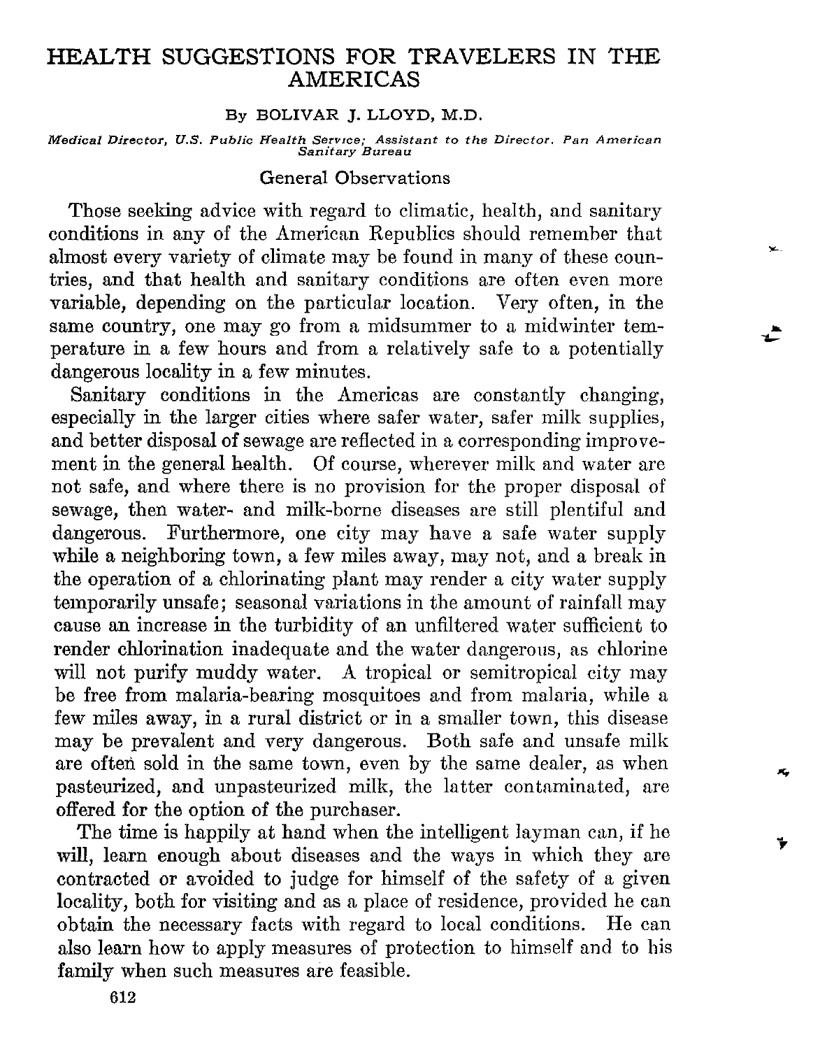# HEALTH SUGGESTIONS FOR TRAVELERS IN THE AMERICAS

By BOLIVAR J. LLOYD, M.D.

*Medical Director, U.S. Public Health Service; Assistant to the Director, Pan American Sanitary Bureau*

## General Observations

Those seeking advice with regard to climatic, health, and sanitary conditions in any of the American Republics should remember that almost every variety of climate may be found in many of these countries, and that health and sanitary conditions are often even more variable, depending on the particular location. Very often, in the same country, one may go from a midsummer to a midwinter temperature in a few hours and from a relatively safe to a potentially dangerous locality in a few minutes.

Sanitary conditions in the Americas are constantly changing, especially in the larger cities where safer water, safer milk supplies, and better disposal of sewage are reflected in a corresponding improvement in the general health. Of course, wherever milk and water are not safe, and where there is no provision for the proper disposal of sewage, then water- and milk-borne diseases are still plentiful and dangerous. Furthermore, one city may have a safe water supply while a neighboring town, a few miles away, may not, and a break in the operation of a chlorinating plant may render a city water supply temporarily unsafe; seasonal variations in the amount of rainfall may cause an increase in the turbidity of an unfiltered water sufficient to render chlorination inadequate and the water dangerous, as chlorine will not purify muddy water. A tropical or semitropical city may be free from malaria-bearing mosquitoes and from malaria, while a few miles away, in a rural district or in a smaller town, this disease may be prevalent and very dangerous. Both safe and unsafe milk are often sold in the same town, even by the same dealer, as when pasteurized, and unpasteurized milk, the latter contaminated, are offered for the option of the purchaser.

The time is happily at hand when the intelligent layman can, if he will, learn enough about diseases and the ways in which they are contracted or avoided to judge for himself of the safety of a given locality, both for visiting and as a place of residence, provided he can obtain the necessary facts with regard to local conditions. He can also learn how to apply measures of protection to himself and to his family when such measures are feasible.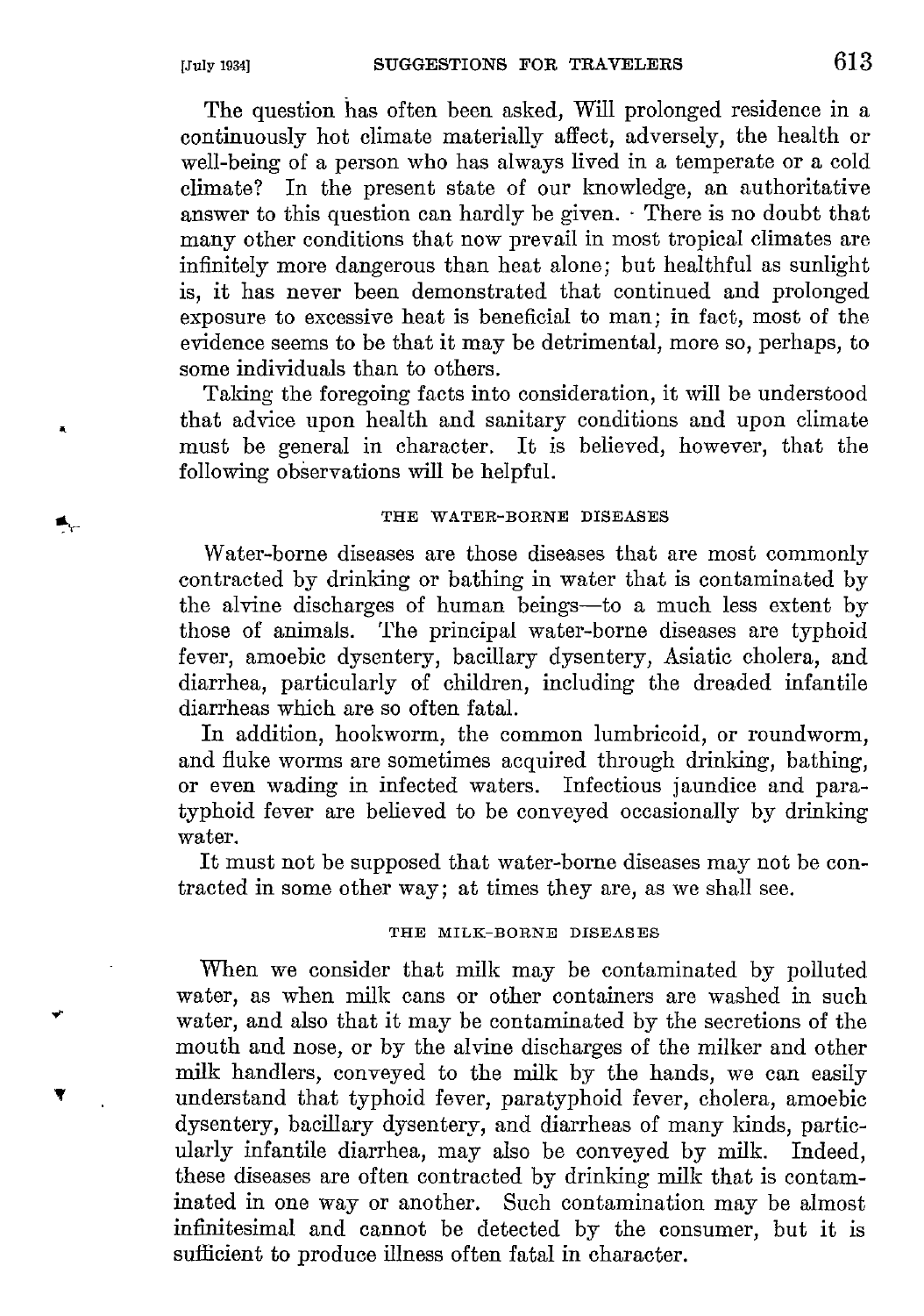The question has often been asked, Will prolonged residence in a continuously hot climate materially affect, adversely, the health or well-being of a person who has always lived in a temperate or a cold climate? In the present state of our knowledge, an authoritative answer to this question can hardly be given. There is no doubt that many other conditions that now prevail in most tropical climates are infinitely more dangerous than heat alone; but healthful as sunlight is, it has never been demonstrated that continued and prolonged exposure to excessive heat is beneficial to man; in fact, most of the evidence seems to be that it may be detrimental, more so, perhaps, to some individuals than to others.

Taking the foregoing facts into consideration, it will be understood that advice upon health and sanitary conditions and upon climate must be general in character. It is believed, however, that the following observations will be helpful.

## THE WATER-BORNE DISEASES

Water-borne diseases are those diseases that are most commonly contracted by drinking or bathing in water that is contaminated by the alvine discharges of human beings—to a much less extent by those of animals. The principal water-borne diseases are typhoid fever, amoebic dysentery, bacillary dysentery, Asiatic cholera, and diarrhea, particularly of children, including the dreaded infantile diarrheas which are so often fatal.

In addition, hookworm, the common lumbricoid, or roundworm, and fluke worms are sometimes acquired through drinking, bathing, or even wading in infected waters. Infectious jaundice and paratyphoid fever are believed to be conveyed occasionally by drinking water.

It must not be supposed that water-borne diseases may not be contracted in some other way; at times they are, as we shall see.

## THE MILK-BORNE DISEASES

When we consider that milk may be contaminated by polluted water, as when milk cans or other containers are washed in such water, and also that it may be contaminated by the secretions of the mouth and nose, or by the alvine discharges of the milker and other milk handlers, conveyed to the milk by the hands, we can easily understand that typhoid fever, paratyphoid fever, cholera, amoebic dysentery, bacillary dysentery, and diarrheas of many kinds, particularly infantile diarrhea, may also be conveyed by milk. Indeed, these diseases are often contracted by drinking milk that is contaminated in one way or another. Such contamination may be almost infinitesimal and cannot be detected by the consumer, but it is sufficient to produce illness often fatal in character.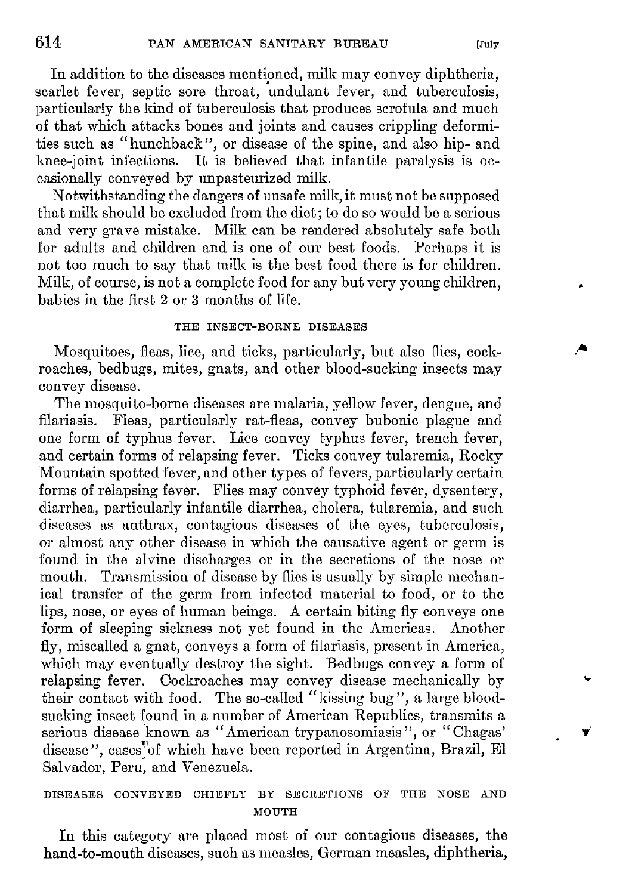In addition to the diseases mentioned, milk may convey diphtheria, scarlet fever, septic sore throat, undulant fever, and tuberculosis, particularly the kind of tuberculosis that produces scrofula and much of that which attacks bones and joints and causes crippling deformities such as "hunchback", or disease of the spine, and also hip- and knee-joint infections. It is believed that infantile paralysis is occasionally conveyed by unpasteurized milk.

Notwithstanding the dangers of unsafe milk, it must not be supposed that milk should be excluded from the diet; to do so would be a serious and very grave mistake. Milk can be rendered absolutely safe both for adults and children and is one of our best foods. Perhaps it is not too much to say that milk is the best food there is for children. Milk, of course, is not a complete food for any but very young children, babies in the first 2 or 3 months of life.

### THE INSECT-BORNE DISEASES

Mosquitoes, fleas, lice, and ticks, particularly, but also flies, cockroaches, bedbugs, mites, gnats, and other blood-sucking insects may convey disease.

The mosquito-borne diseases are malaria, yellow fever, dengue, and filariasis. Fleas, particularly rat-fleas, convey bubonic plague and one form of typhus fever. Lice convey typhus fever, trench fever, and certain forms of relapsing fever. Ticks convey tularemia, Rocky Mountain spotted fever, and other types of fevers, particularly certain forms of relapsing fever. Flies may convey typhoid fever, dysentery, diarrhea, particularly infantile diarrhea, cholera, tularemia, and such diseases as anthrax, contagious diseases of the eyes, tuberculosis, or almost any other disease in which the causative agent or germ is found in the alvine discharges or in the secretions of the nose or mouth. Transmission of disease by flies is usually by simple mechanical transfer of the germ from infected material to food, or to the lips, nose, or eyes of human beings. A certain biting fly conveys one form of sleeping sickness not yet found in the Americas. Another fly, miscalled a gnat, conveys a form of filariasis, present in America, which may eventually destroy the sight. Bedbugs convey a form of relapsing fever. Cockroaches may convey disease mechanically by their contact with food. The so-called "kissing bug", a large blood-sucking insect found in a number of American Republics, transmits a serious disease known as "American trypanosomiasis", or "Chagas' disease", cases of which have been reported in Argentina, Brazil, El Salvador, Peru, and Venezuela.

### DISEASES CONVEYED CHIEFLY BY SECRETIONS OF THE NOSE AND MOUTH

In this category are placed most of our contagious diseases, the hand-to-mouth diseases, such as measles, German measles, diphtheria,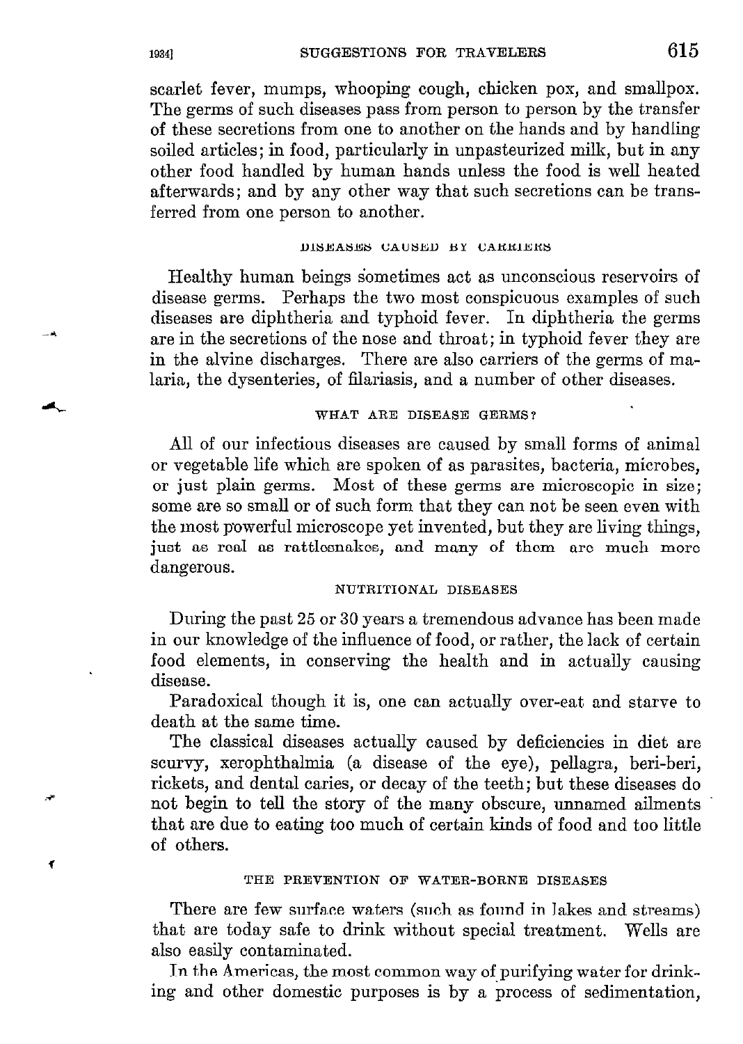scarlet fever, mumps, whooping cough, chicken pox, and smallpox. The germs of such diseases pass from person to person by the transfer of these secretions from one to another on the hands and by handling soiled articles; in food, particularly in unpasteurized milk, but in any other food handled by human hands unless the food is well heated afterwards; and by any other way that such secretions can be transferred from one person to another.

### DISEASES CAUSED BY CARRIERS

Healthy human beings sometimes act as unconscious reservoirs of disease germs. Perhaps the two most conspicuous examples of such diseases are diphtheria and typhoid fever. In diphtheria the germs are in the secretions of the nose and throat; in typhoid fever they are in the alvine discharges. There are also carriers of the germs of malaria, the dysenteries, of filariasis, and a number of other diseases.

### WHAT ARE DISEASE GERMS?

All of our infectious diseases are caused by small forms of animal or vegetable life which are spoken of as parasites, bacteria, microbes, or just plain germs. Most of these germs are microscopic in size; some are so small or of such form that they can not be seen even with the most powerful microscope yet invented, but they are living things, just as real as rattlesnakes, and many of them are much more dangerous.

### NUTRITIONAL DISEASES

During the past 25 or 30 years a tremendous advance has been made in our knowledge of the influence of food, or rather, the lack of certain food elements, in conserving the health and in actually causing disease.

Paradoxical though it is, one can actually over-eat and starve to death at the same time.

The classical diseases actually caused by deficiencies in diet are scurvy, xerophthalmia (a disease of the eye), pellagra, beri-beri, rickets, and dental caries, or decay of the teeth; but these diseases do not begin to tell the story of the many obscure, unnamed ailments that are due to eating too much of certain kinds of food and too little of others.

### THE PREVENTION OF WATER-BORNE DISEASES

There are few surface waters (such as found in lakes and streams) that are today safe to drink without special treatment. Wells are also easily contaminated.

In the Americas, the most common way of purifying water for drinking and other domestic purposes is by a process of sedimentation,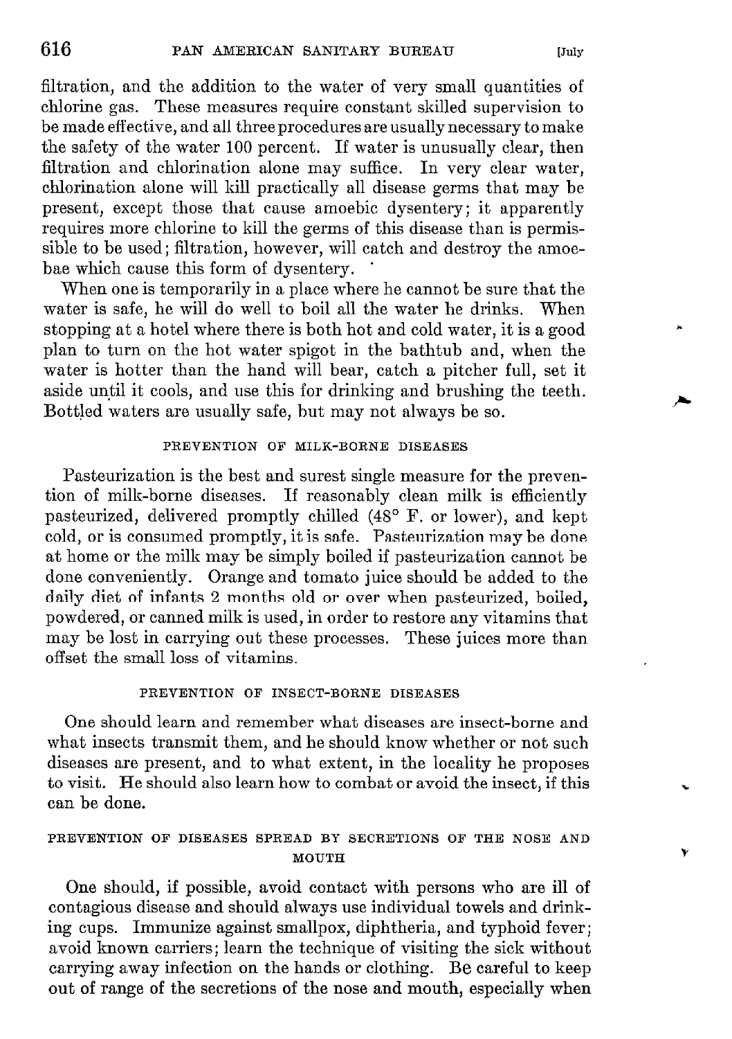filtration, and the addition to the water of very small quantities of chlorine gas. These measures require constant skilled supervision to be made effective, and all three procedures are usually necessary to make the safety of the water 100 percent. If water is unusually clear, then filtration and chlorination alone may suffice. In very clear water, chlorination alone will kill practically all disease germs that may be present, except those that cause amoebic dysentery; it apparently requires more chlorine to kill the germs of this disease than is permissible to be used; filtration, however, will catch and destroy the amoebae which cause this form of dysentery.

When one is temporarily in a place where he cannot be sure that the water is safe, he will do well to boil all the water he drinks. When stopping at a hotel where there is both hot and cold water, it is a good plan to turn on the hot water spigot in the bathtub and, when the water is hotter than the hand will bear, catch a pitcher full, set it aside until it cools, and use this for drinking and brushing the teeth. Bottled waters are usually safe, but may not always be so.

### PREVENTION OF MILK-BORNE DISEASES

Pasteurization is the best and surest single measure for the prevention of milk-borne diseases. If reasonably clean milk is efficiently pasteurized, delivered promptly chilled (48° F. or lower), and kept cold, or is consumed promptly, it is safe. Pasteurization may be done at home or the milk may be simply boiled if pasteurization cannot be done conveniently. Orange and tomato juice should be added to the daily diet of infants 2 months old or over when pasteurized, boiled, powdered, or canned milk is used, in order to restore any vitamins that may be lost in carrying out these processes. These juices more than offset the small loss of vitamins.

### PREVENTION OF INSECT-BORNE DISEASES

One should learn and remember what diseases are insect-borne and what insects transmit them, and he should know whether or not such diseases are present, and to what extent, in the locality he proposes to visit. He should also learn how to combat or avoid the insect, if this can be done.

### PREVENTION OF DISEASES SPREAD BY SECRETIONS OF THE NOSE AND MOUTH

One should, if possible, avoid contact with persons who are ill of contagious disease and should always use individual towels and drinking cups. Immunize against smallpox, diphtheria, and typhoid fever; avoid known carriers; learn the technique of visiting the sick without carrying away infection on the hands or clothing. Be careful to keep out of range of the secretions of the nose and mouth, especially when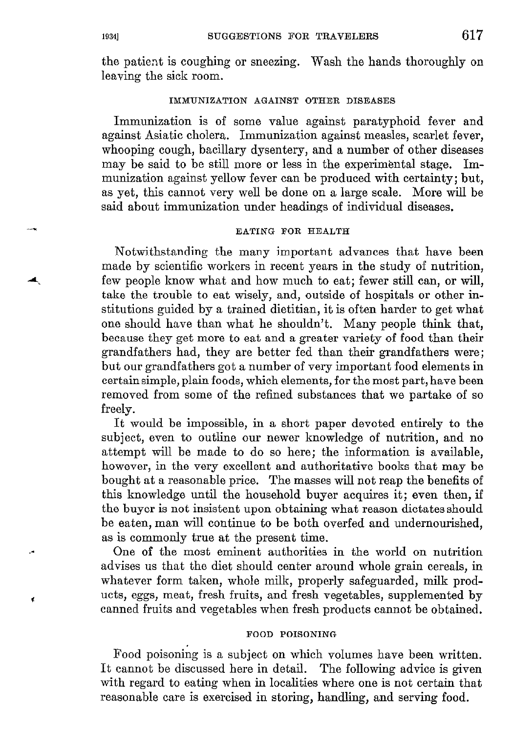the patient is coughing or sneezing. Wash the hands thoroughly on leaving the sick room.

### IMMUNIZATION AGAINST OTHER DISEASES

Immunization is of some value against paratyphoid fever and against Asiatic cholera. Immunization against measles, scarlet fever, whooping cough, bacillary dysentery, and a number of other diseases may be said to be still more or less in the experimental stage. Immunization against yellow fever can be produced with certainty; but, as yet, this cannot very well be done on a large scale. More will be said about immunization under headings of individual diseases.

### EATING FOR HEALTH

Notwithstanding the many important advances that have been made by scientific workers in recent years in the study of nutrition, few people know what and how much to eat; fewer still can, or will, take the trouble to eat wisely, and, outside of hospitals or other institutions guided by a trained dietitian, it is often harder to get what one should have than what he shouldn't. Many people think that, because they get more to eat and a greater variety of food than their grandfathers had, they are better fed than their grandfathers were; but our grandfathers got a number of very important food elements in certain simple, plain foods, which elements, for the most part, have been removed from some of the refined substances that we partake of so freely.

It would be impossible, in a short paper devoted entirely to the subject, even to outline our newer knowledge of nutrition, and no attempt will be made to do so here; the information is available, however, in the very excellent and authoritative books that may be bought at a reasonable price. The masses will not reap the benefits of this knowledge until the household buyer acquires it; even then, if the buyer is not insistent upon obtaining what reason dictates should be eaten, man will continue to be both overfed and undernourished, as is commonly true at the present time.

One of the most eminent authorities in the world on nutrition advises us that the diet should center around whole grain cereals, in whatever form taken, whole milk, properly safeguarded, milk products, eggs, meat, fresh fruits, and fresh vegetables, supplemented by canned fruits and vegetables when fresh products cannot be obtained.

### FOOD POISONING

Food poisoning is a subject on which volumes have been written. It cannot be discussed here in detail. The following advice is given with regard to eating when in localities where one is not certain that reasonable care is exercised in storing, handling, and serving food.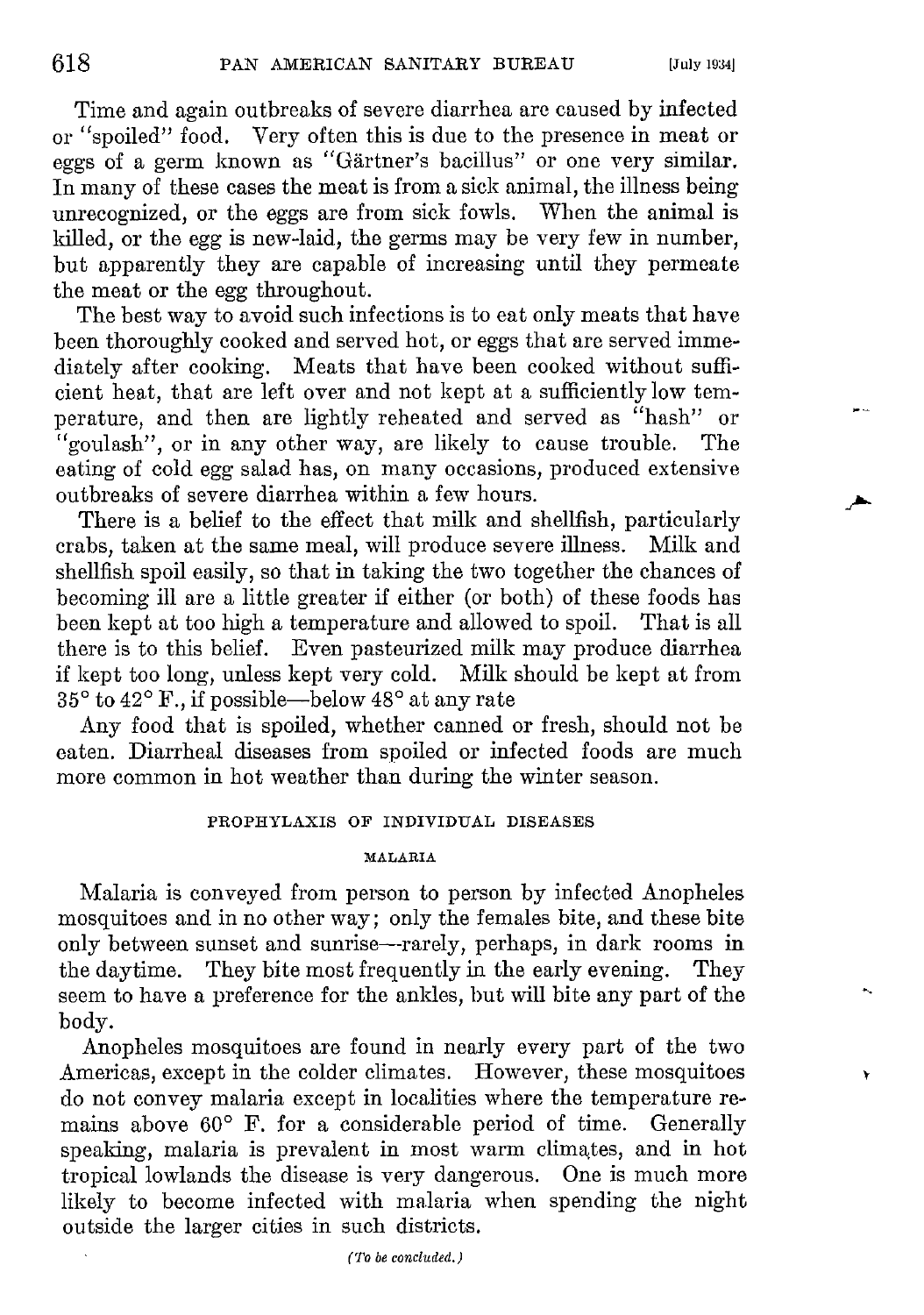Time and again outbreaks of severe diarrhea are caused by infected or "spoiled" food. Very often this is due to the presence in meat or eggs of a germ known as "Gärtner's bacillus" or one very similar. In many of these cases the meat is from a sick animal, the illness being unrecognized, or the eggs are from sick fowls. When the animal is killed, or the egg is new-laid, the germs may be very few in number, but apparently they are capable of increasing until they permeate the meat or the egg throughout.

The best way to avoid such infections is to eat only meats that have been thoroughly cooked and served hot, or eggs that are served immediately after cooking. Meats that have been cooked without sufficient heat, that are left over and not kept at a sufficiently low temperature, and then are lightly reheated and served as "hash" or "goulash", or in any other way, are likely to cause trouble. The eating of cold egg salad has, on many occasions, produced extensive outbreaks of severe diarrhea within a few hours.

There is a belief to the effect that milk and shellfish, particularly crabs, taken at the same meal, will produce severe illness. Milk and shellfish spoil easily, so that in taking the two together the chances of becoming ill are a little greater if either (or both) of these foods has been kept at too high a temperature and allowed to spoil. That is all there is to this belief. Even pasteurized milk may produce diarrhea if kept too long, unless kept very cold. Milk should be kept at from 35° to 42° F., if possible—below 48° at any rate

Any food that is spoiled, whether canned or fresh, should not be eaten. Diarrheal diseases from spoiled or infected foods are much more common in hot weather than during the winter season.

## PROPHYLAXIS OF INDIVIDUAL DISEASES

### MALARIA

Malaria is conveyed from person to person by infected Anopheles mosquitoes and in no other way; only the females bite, and these bite only between sunset and sunrise—rarely, perhaps, in dark rooms in the daytime. They bite most frequently in the early evening. They seem to have a preference for the ankles, but will bite any part of the body.

Anopheles mosquitoes are found in nearly every part of the two Americas, except in the colder climates. However, these mosquitoes do not convey malaria except in localities where the temperature remains above 60° F. for a considerable period of time. Generally speaking, malaria is prevalent in most warm climates, and in hot tropical lowlands the disease is very dangerous. One is much more likely to become infected with malaria when spending the night outside the larger cities in such districts.

*(To be concluded.)*